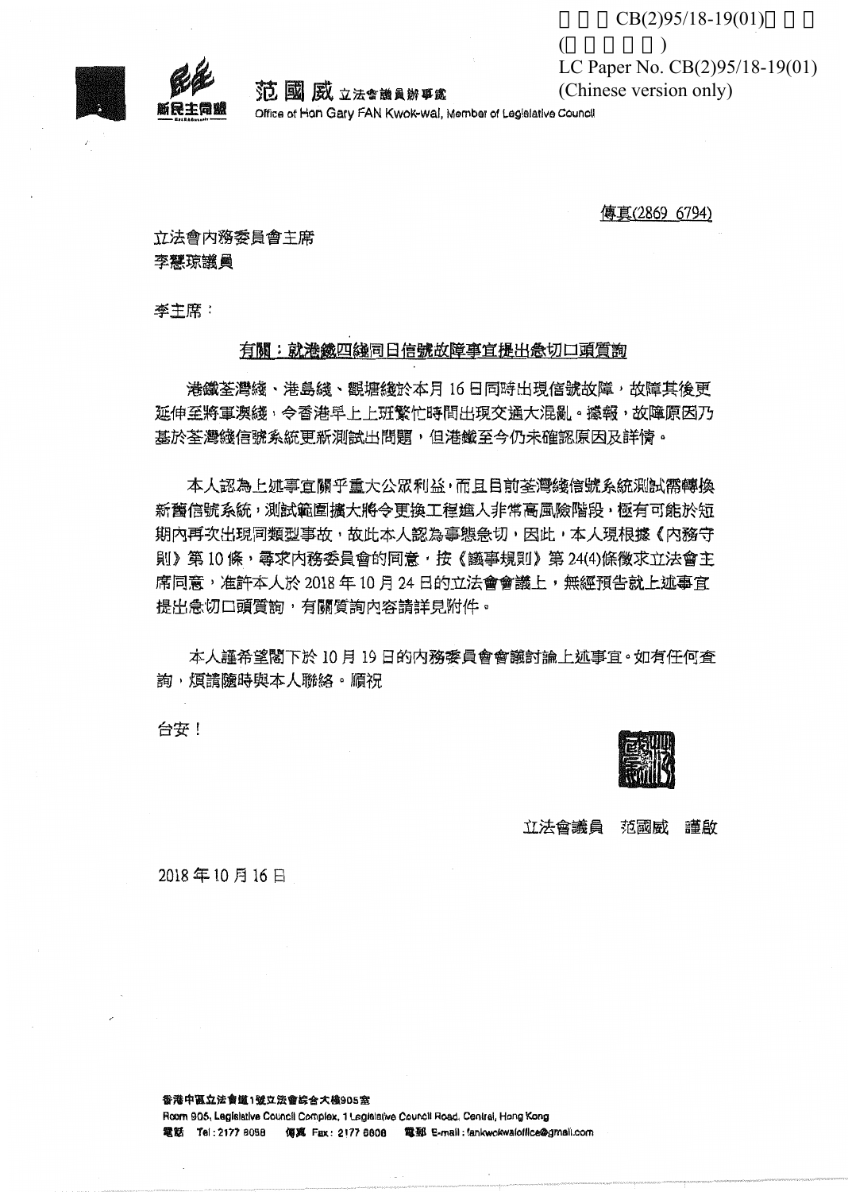立法會CB(2)95/18-19(01)號文件
(只備中文本)
LC Paper No. CB(2)95/18-19(01)
(Chinese version only)

新民主同盟

**范國威 立法會議員辦事處**
Office of Hon Gary FAN Kwok-wai, Member of Legislative Council

傳真(2869 6794)

立法會內務委員會主席
李慧琼議員

李主席：

**有關：就港鐵四綫同日信號故障事宜提出急切口頭質詢**

港鐵荃灣綫、港島綫、觀塘綫於本月16日同時出現信號故障，故障其後更延伸至將軍澳綫，令香港早上上班繁忙時間出現交通大混亂。據報，故障原因乃基於荃灣綫信號系統更新測試出問題，但港鐵至今仍未確認原因及詳情。

本人認為上述事宜關乎重大公眾利益，而且目前荃灣綫信號系統測試需轉換新舊信號系統，測試範圍擴大將令更換工程進入非常高風險階段，極有可能於短期內再次出現同類型事故，故此本人認為事態急切，因此，本人現根據《內務守則》第10條，尋求內務委員會的同意，按《議事規則》第24(4)條徵求立法會主席同意，准許本人於2018年10月24日的立法會會議上，無經預告就上述事宜提出急切口頭質詢，有關質詢內容請詳見附件。

本人謹希望閣下於10月19日的內務委員會會議討論上述事宜。如有任何查詢，煩請隨時與本人聯絡。順祝

台安！

立法會議員 范國威 謹啟

2018年10月16日

香港中區立法會道1號立法會綜合大樓905室
Room 905, Legislative Council Complex, 1 Legislative Council Road, Central, Hong Kong
電話 Tel: 2177 8088 傳真 Fax: 2177 8808 電郵 E-mail: fankwokwaioffice@gmail.com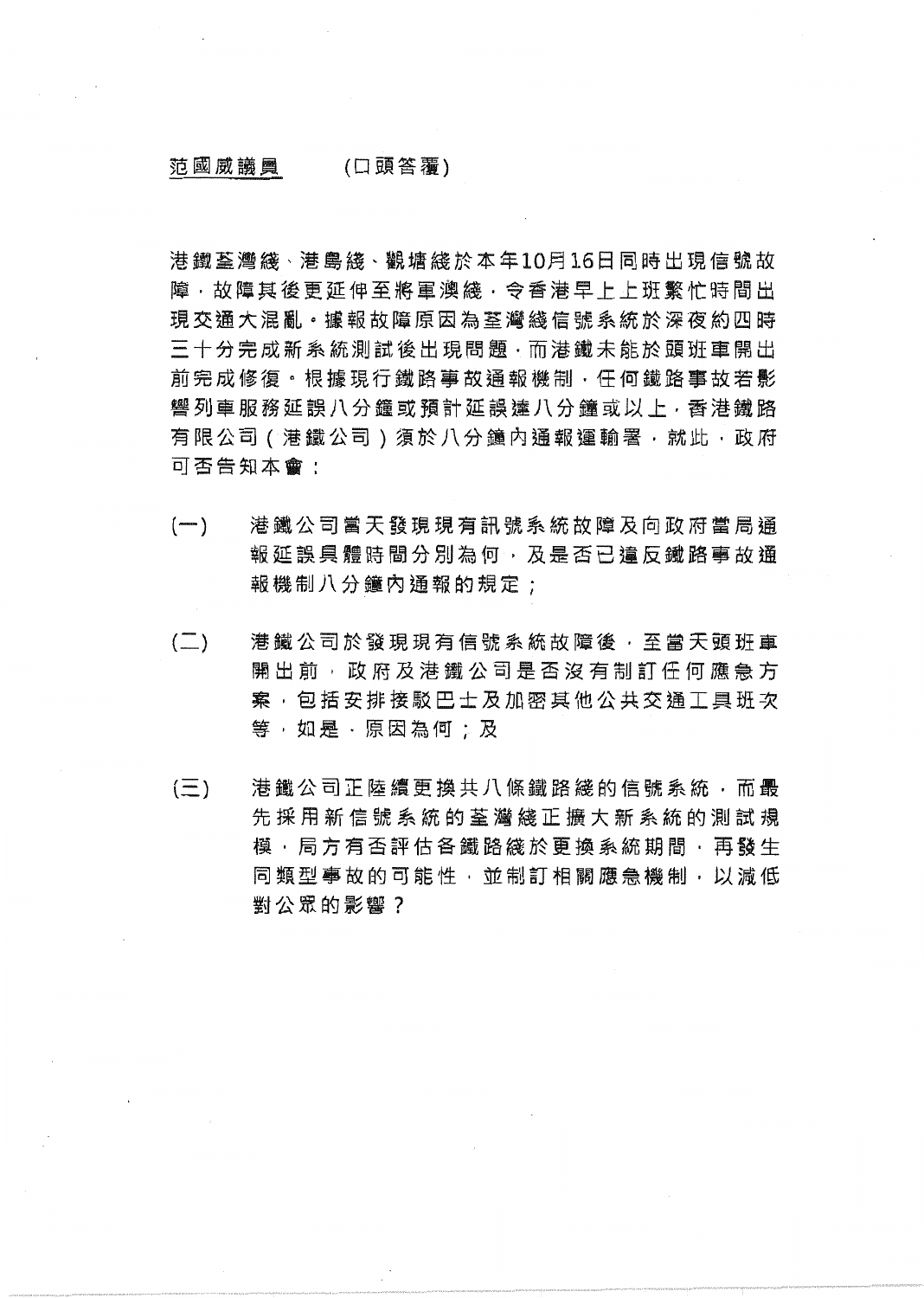范國威議員　　(口頭答覆)

港鐵荃灣綫、港島綫、觀塘綫於本年10月16日同時出現信號故障，故障其後更延伸至將軍澳綫，令香港早上上班繁忙時間出現交通大混亂。據報故障原因為荃灣綫信號系統於深夜約四時三十分完成新系統測試後出現問題，而港鐵未能於頭班車開出前完成修復。根據現行鐵路事故通報機制，任何鐵路事故若影響列車服務延誤八分鐘或預計延誤達八分鐘或以上，香港鐵路有限公司（港鐵公司）須於八分鐘內通報運輸署，就此，政府可否告知本會：

(一)　港鐵公司當天發現現有訊號系統故障及向政府當局通報延誤具體時間分別為何，及是否已違反鐵路事故通報機制八分鐘內通報的規定；

(二)　港鐵公司於發現現有信號系統故障後，至當天頭班車開出前，政府及港鐵公司是否沒有制訂任何應急方案，包括安排接駁巴士及加密其他公共交通工具班次等，如是，原因為何；及

(三)　港鐵公司正陸續更換共八條鐵路綫的信號系統，而最先採用新信號系統的荃灣綫正擴大新系統的測試規模，局方有否評估各鐵路綫於更換系統期間，再發生同類型事故的可能性，並制訂相關應急機制，以減低對公眾的影響？